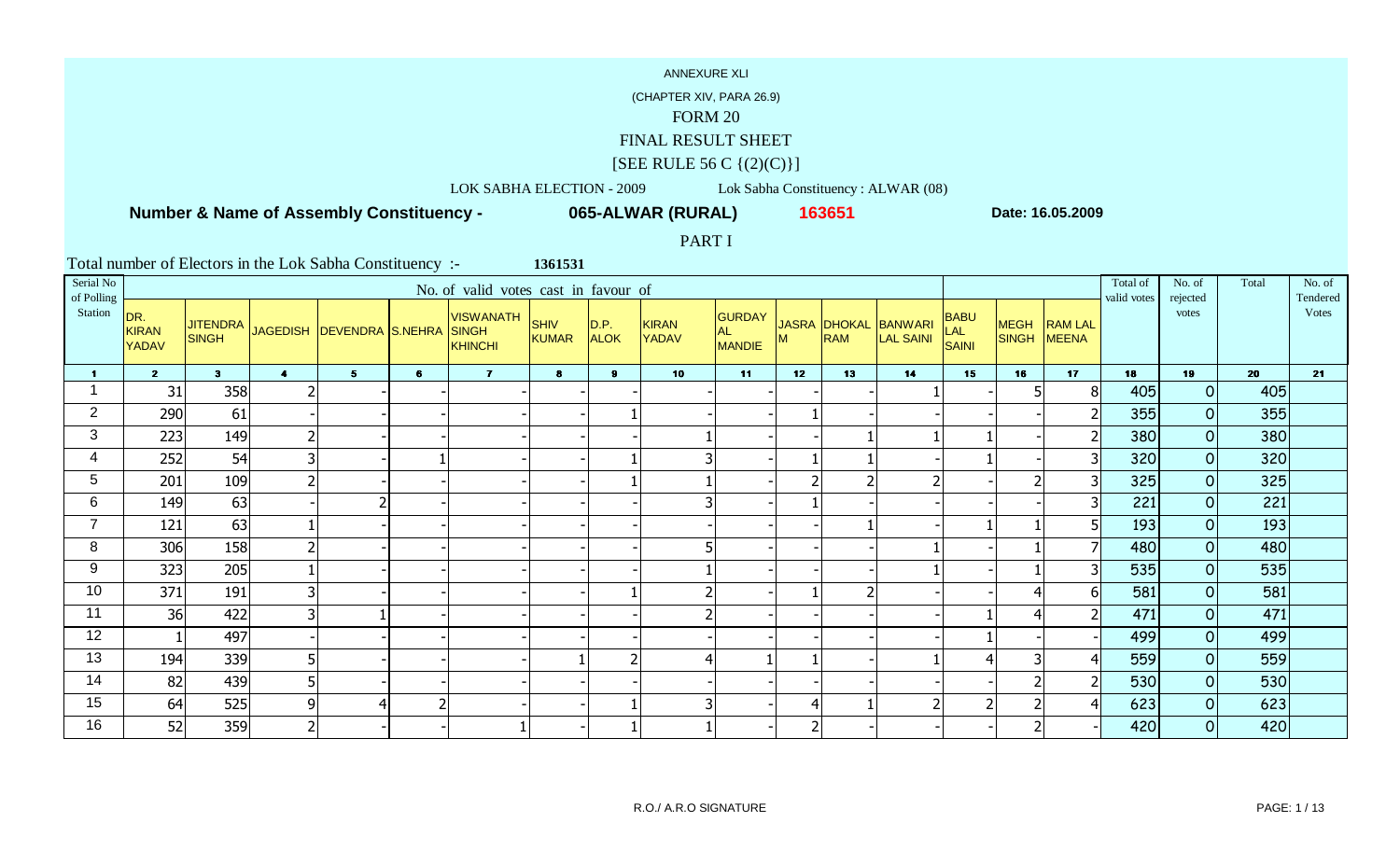ANNEXURE XLI

(CHAPTER XIV, PARA 26.9)

FORM 20

FINAL RESULT SHEET

[SEE RULE 56 C {(2)(C)}]

LOK SABHA ELECTION - 2009 Lok Sabha Constituency : ALWAR (08)

**Number & Name of Assembly Constituency - 065-ALWAR (RURAL) 163651 Date: 16.05.2009**

PART I

Total number of Electors in the Lok Sabha Constituency :- 1361531

| Serial No of Polling Station | No. of valid votes cast in favour of | | | | | | | | | | | | | | | | | Total of valid votes | No. of rejected votes | Total | No. of Tendered Votes |
|---|---|---|---|---|---|---|---|---|---|---|---|---|---|---|---|---|---|---|---|---|---|
| | DR. KIRAN YADAV | JITENDRA SINGH | JAGEDISH | DEVENDRA | S.NEHRA | VISWANATH SINGH KHINCHI | SHIV KUMAR | D.P. ALOK | KIRAN YADAV | GURDAYAL MANDIE | JASRAM | DHOKAL RAM | BANWARI LAL SAINI | BABU LAL SAINI | MEGH SINGH | RAM LAL MEENA | | | | |
| 1 | 2 | 3 | 4 | 5 | 6 | 7 | 8 | 9 | 10 | 11 | 12 | 13 | 14 | 15 | 16 | 17 | 18 | 19 | 20 | 21 |
| 1 | 31 | 358 | 2 | - | - | - | - | - | - | - | - | - | 1 | - | 5 | 8 | 405 | 0 | 405 | |
| 2 | 290 | 61 | - | - | - | - | - | 1 | - | - | 1 | - | - | - | - | 2 | 355 | 0 | 355 | |
| 3 | 223 | 149 | 2 | - | - | - | - | - | 1 | - | - | 1 | 1 | 1 | - | 2 | 380 | 0 | 380 | |
| 4 | 252 | 54 | 3 | - | 1 | - | - | 1 | 3 | - | 1 | 1 | - | 1 | - | 3 | 320 | 0 | 320 | |
| 5 | 201 | 109 | 2 | - | - | - | - | 1 | 1 | - | 2 | 2 | 2 | - | 2 | 3 | 325 | 0 | 325 | |
| 6 | 149 | 63 | - | 2 | - | - | - | - | 3 | - | 1 | - | - | - | - | 3 | 221 | 0 | 221 | |
| 7 | 121 | 63 | 1 | - | - | - | - | - | - | - | - | 1 | - | 1 | 1 | 5 | 193 | 0 | 193 | |
| 8 | 306 | 158 | 2 | - | - | - | - | - | 5 | - | - | - | 1 | - | 1 | 7 | 480 | 0 | 480 | |
| 9 | 323 | 205 | 1 | - | - | - | - | - | 1 | - | - | - | 1 | - | 1 | 3 | 535 | 0 | 535 | |
| 10 | 371 | 191 | 3 | - | - | - | - | 1 | 2 | - | 1 | 2 | - | - | 4 | 6 | 581 | 0 | 581 | |
| 11 | 36 | 422 | 3 | 1 | - | - | - | - | 2 | - | - | - | - | 1 | 4 | 2 | 471 | 0 | 471 | |
| 12 | 1 | 497 | - | - | - | - | - | - | - | - | - | - | - | 1 | - | - | 499 | 0 | 499 | |
| 13 | 194 | 339 | 5 | - | - | - | 1 | 2 | 4 | 1 | 1 | - | 1 | 4 | 3 | 4 | 559 | 0 | 559 | |
| 14 | 82 | 439 | 5 | - | - | - | - | - | - | - | - | - | - | - | 2 | 2 | 530 | 0 | 530 | |
| 15 | 64 | 525 | 9 | 4 | 2 | - | - | 1 | 3 | - | 4 | 1 | 2 | 2 | 2 | 4 | 623 | 0 | 623 | |
| 16 | 52 | 359 | 2 | - | - | 1 | - | 1 | 1 | - | 2 | - | - | - | 2 | - | 420 | 0 | 420 | |

R.O./ A.R.O SIGNATURE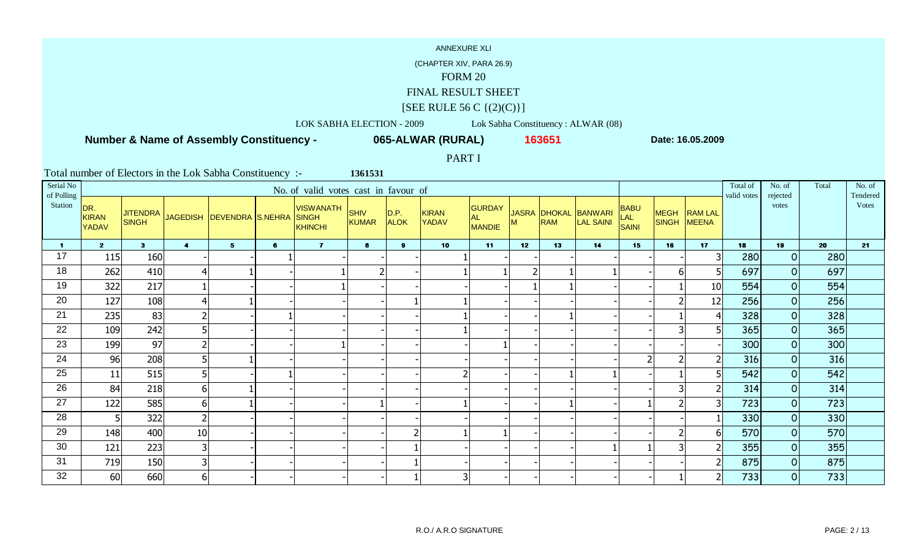ANNEXURE XLI

(CHAPTER XIV, PARA 26.9)

FORM 20

FINAL RESULT SHEET

[SEE RULE 56 C {(2)(C)}]

LOK SABHA ELECTION - 2009 Lok Sabha Constituency : ALWAR (08)

**Number & Name of Assembly Constituency - 065-ALWAR (RURAL) 163651 Date: 16.05.2009**

PART I

Total number of Electors in the Lok Sabha Constituency :- 1361531

| Serial No of Polling Station | No. of valid votes cast in favour of | | | | | | | | | | | | | | | | | Total of valid votes | No. of rejected votes | Total | No. of Tendered Votes |
|---|---|---|---|---|---|---|---|---|---|---|---|---|---|---|---|---|---|---|---|---|---|
| | DR. KIRAN YADAV | JITENDRA SINGH | JAGEDISH | DEVENDRA | S.NEHRA | VISWANATH SINGH KHINCHI | SHIV KUMAR | D.P. ALOK | KIRAN YADAV | GURDAYAL MANDIE | JASRAM | DHOKAL RAM | BANWARI LAL SAINI | BABU LAL SAINI | MEGH SINGH | RAM LAL MEENA | | | | | |
| 1 | 2 | 3 | 4 | 5 | 6 | 7 | 8 | 9 | 10 | 11 | 12 | 13 | 14 | 15 | 16 | 17 | 18 | 19 | 20 | 21 |
| 17 | 115 | 160 | - | - | 1 | - | - | - | 1 | - | - | - | - | - | - | 3 | 280 | 0 | 280 | |
| 18 | 262 | 410 | 4 | 1 | - | 1 | 2 | - | 1 | 1 | 2 | 1 | 1 | - | 6 | 5 | 697 | 0 | 697 | |
| 19 | 322 | 217 | 1 | - | - | 1 | - | - | - | - | 1 | 1 | - | - | 1 | 10 | 554 | 0 | 554 | |
| 20 | 127 | 108 | 4 | 1 | - | - | - | 1 | 1 | - | - | - | - | - | 2 | 12 | 256 | 0 | 256 | |
| 21 | 235 | 83 | 2 | - | 1 | - | - | - | 1 | - | - | 1 | - | - | 1 | 4 | 328 | 0 | 328 | |
| 22 | 109 | 242 | 5 | - | - | - | - | - | 1 | - | - | - | - | - | 3 | 5 | 365 | 0 | 365 | |
| 23 | 199 | 97 | 2 | - | - | 1 | - | - | - | 1 | - | - | - | - | - | - | 300 | 0 | 300 | |
| 24 | 96 | 208 | 5 | 1 | - | - | - | - | - | - | - | - | - | 2 | 2 | 2 | 316 | 0 | 316 | |
| 25 | 11 | 515 | 5 | - | 1 | - | - | - | 2 | - | - | 1 | 1 | - | 1 | 5 | 542 | 0 | 542 | |
| 26 | 84 | 218 | 6 | 1 | - | - | - | - | - | - | - | - | - | - | 3 | 2 | 314 | 0 | 314 | |
| 27 | 122 | 585 | 6 | 1 | - | - | 1 | - | 1 | - | - | 1 | - | 1 | 2 | 3 | 723 | 0 | 723 | |
| 28 | 5 | 322 | 2 | - | - | - | - | - | - | - | - | - | - | - | - | 1 | 330 | 0 | 330 | |
| 29 | 148 | 400 | 10 | - | - | - | - | 2 | 1 | 1 | - | - | - | - | 2 | 6 | 570 | 0 | 570 | |
| 30 | 121 | 223 | 3 | - | - | - | - | 1 | - | - | - | - | 1 | 1 | 3 | 2 | 355 | 0 | 355 | |
| 31 | 719 | 150 | 3 | - | - | - | - | 1 | - | - | - | - | - | - | - | 2 | 875 | 0 | 875 | |
| 32 | 60 | 660 | 6 | - | - | - | - | 1 | 3 | - | - | - | - | - | 1 | 2 | 733 | 0 | 733 | |

R.O./ A.R.O SIGNATURE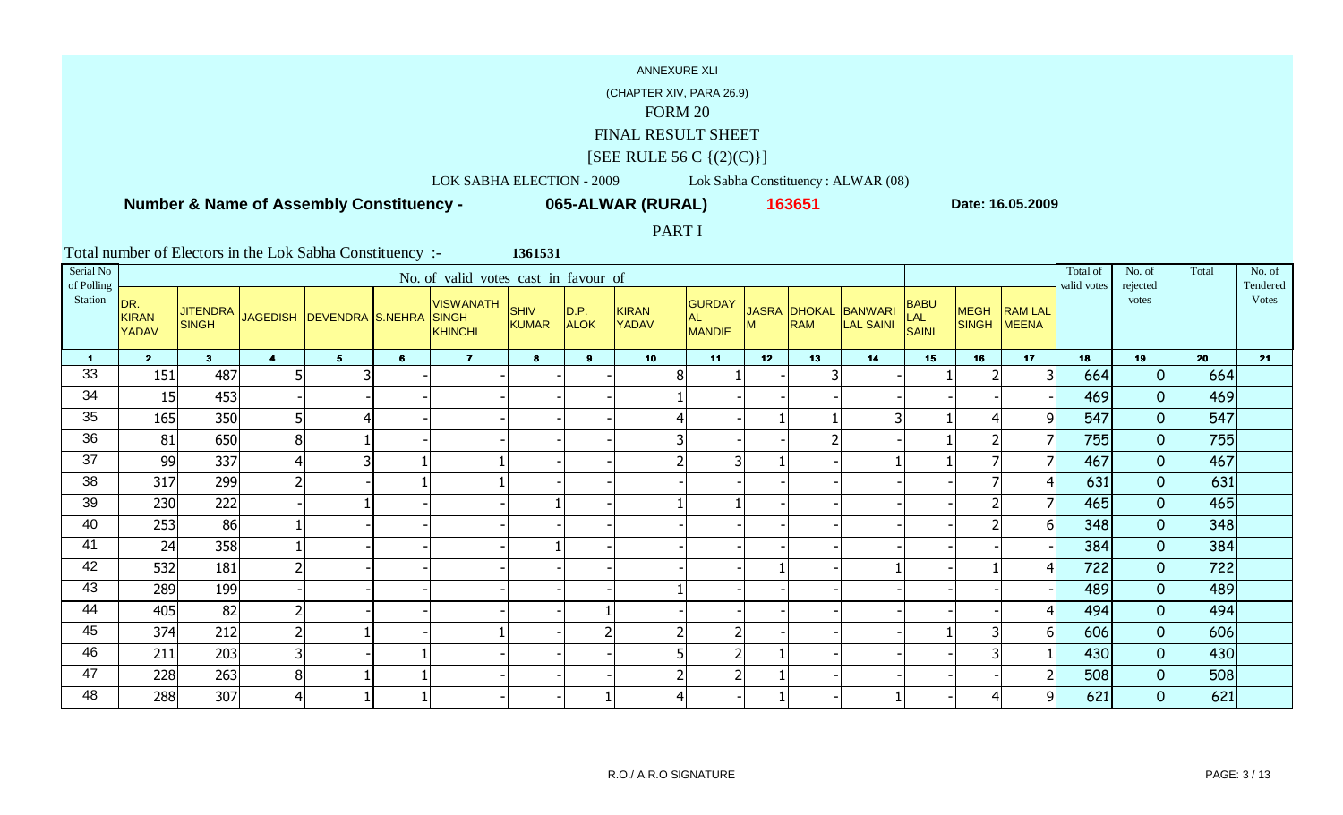ANNEXURE XLI

(CHAPTER XIV, PARA 26.9)

FORM 20

FINAL RESULT SHEET

[SEE RULE 56 C {(2)(C)}]

LOK SABHA ELECTION - 2009 Lok Sabha Constituency : ALWAR (08)

**Number & Name of Assembly Constituency - 065-ALWAR (RURAL) 163651 Date: 16.05.2009**

PART I

Total number of Electors in the Lok Sabha Constituency :- 1361531

| Serial No of Polling Station | No. of valid votes cast in favour of | | | | | | | | | | | | | | | | Total of valid votes | No. of rejected votes | Total | No. of Tendered Votes |
|---|---|---|---|---|---|---|---|---|---|---|---|---|---|---|---|---|---|---|---|---|
| | DR. KIRAN YADAV | JITENDRA SINGH | JAGEDISH | DEVENDRA | S.NEHRA | VISWANATH SINGH KHINCHI | SHIV KUMAR | D.P. ALOK | KIRAN YADAV | GURDAYAL MANDIE | JASRAM | DHOKAL RAM | BANWARI LAL SAINI | BABU LAL SAINI | MEGH SINGH | RAM LAL MEENA | | | | |
| 1 | 2 | 3 | 4 | 5 | 6 | 7 | 8 | 9 | 10 | 11 | 12 | 13 | 14 | 15 | 16 | 17 | 18 | 19 | 20 | 21 |
| 33 | 151 | 487 | 5 | 3 | - | - | - | - | 8 | 1 | - | 3 | - | 1 | 2 | 3 | 664 | 0 | 664 | |
| 34 | 15 | 453 | - | - | - | - | - | - | 1 | - | - | - | - | - | - | - | 469 | 0 | 469 | |
| 35 | 165 | 350 | 5 | 4 | - | - | - | - | 4 | - | 1 | 1 | 3 | 1 | 4 | 9 | 547 | 0 | 547 | |
| 36 | 81 | 650 | 8 | 1 | - | - | - | - | 3 | - | - | 2 | - | 1 | 2 | 7 | 755 | 0 | 755 | |
| 37 | 99 | 337 | 4 | 3 | 1 | 1 | - | - | 2 | 3 | 1 | - | 1 | 1 | 7 | 7 | 467 | 0 | 467 | |
| 38 | 317 | 299 | 2 | - | 1 | 1 | - | - | - | - | - | - | - | - | 7 | 4 | 631 | 0 | 631 | |
| 39 | 230 | 222 | - | 1 | - | - | 1 | - | 1 | 1 | - | - | - | - | 2 | 7 | 465 | 0 | 465 | |
| 40 | 253 | 86 | 1 | - | - | - | - | - | - | - | - | - | - | - | 2 | 6 | 348 | 0 | 348 | |
| 41 | 24 | 358 | 1 | - | - | - | 1 | - | - | - | - | - | - | - | - | - | 384 | 0 | 384 | |
| 42 | 532 | 181 | 2 | - | - | - | - | - | - | - | 1 | - | 1 | - | 1 | 4 | 722 | 0 | 722 | |
| 43 | 289 | 199 | - | - | - | - | - | - | 1 | - | - | - | - | - | - | - | 489 | 0 | 489 | |
| 44 | 405 | 82 | 2 | - | - | - | - | 1 | - | - | - | - | - | - | - | 4 | 494 | 0 | 494 | |
| 45 | 374 | 212 | 2 | 1 | - | 1 | - | 2 | 2 | 2 | - | - | - | 1 | 3 | 6 | 606 | 0 | 606 | |
| 46 | 211 | 203 | 3 | - | 1 | - | - | - | 5 | 2 | 1 | - | - | - | 3 | 1 | 430 | 0 | 430 | |
| 47 | 228 | 263 | 8 | 1 | 1 | - | - | - | 2 | 2 | 1 | - | - | - | - | 2 | 508 | 0 | 508 | |
| 48 | 288 | 307 | 4 | 1 | 1 | - | - | 1 | 4 | - | 1 | - | 1 | - | 4 | 9 | 621 | 0 | 621 | |

R.O./ A.R.O SIGNATURE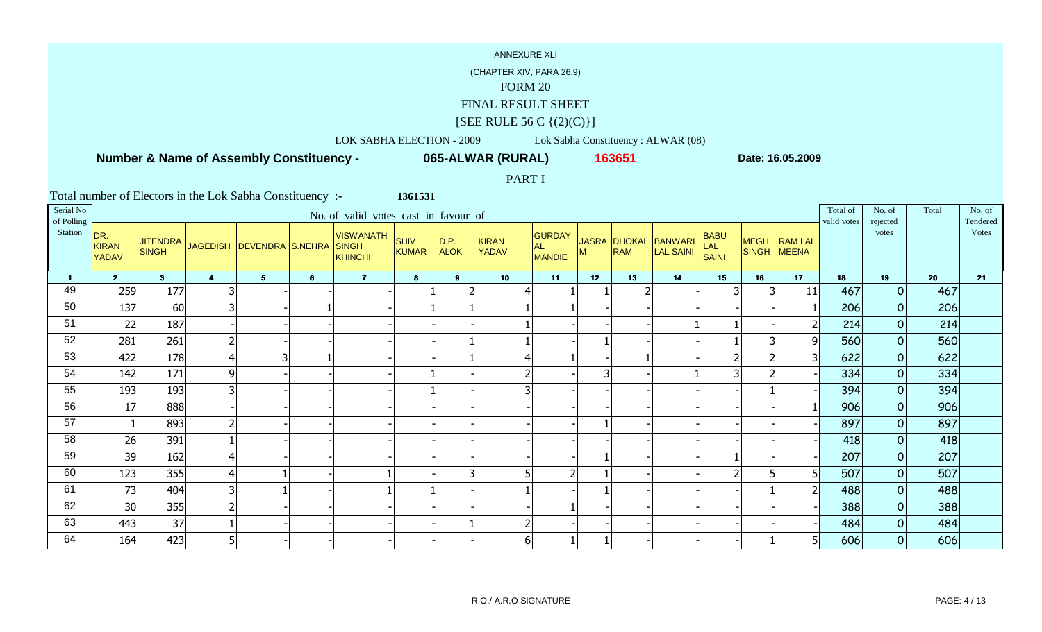ANNEXURE XLI

(CHAPTER XIV, PARA 26.9)

FORM 20

FINAL RESULT SHEET

[SEE RULE 56 C {(2)(C)}]

LOK SABHA ELECTION - 2009 &nbsp;&nbsp;&nbsp; Lok Sabha Constituency : ALWAR (08)

**Number & Name of Assembly Constituency - 065-ALWAR (RURAL) 163651 Date: 16.05.2009**

PART I

Total number of Electors in the Lok Sabha Constituency :- **1361531**

| Serial No of Polling Station | No. of valid votes cast in favour of | | | | | | | | | | | | | | | | | Total of valid votes | No. of rejected votes | Total | No. of Tendered Votes |
|---|---|---|---|---|---|---|---|---|---|---|---|---|---|---|---|---|---|---|---|---|
| | DR. KIRAN YADAV | JITENDRA SINGH | JAGEDISH | DEVENDRA | S.NEHRA | VISWANATH SINGH KHINCHI | SHIV KUMAR | D.P. ALOK | KIRAN YADAV | GURDAY AL MANDIE | JASRA M | DHOKAL RAM | BANWARI LAL SAINI | BABU LAL SAINI | MEGH SINGH | RAM LAL MEENA | | | | |
| 1 | 2 | 3 | 4 | 5 | 6 | 7 | 8 | 9 | 10 | 11 | 12 | 13 | 14 | 15 | 16 | 17 | 18 | 19 | 20 | 21 |
| 49 | 259 | 177 | 3 | - | - | - | 1 | 2 | 4 | 1 | 1 | 2 | - | 3 | 3 | 11 | 467 | 0 | 467 | |
| 50 | 137 | 60 | 3 | - | 1 | - | 1 | 1 | 1 | 1 | - | - | - | - | - | 1 | 206 | 0 | 206 | |
| 51 | 22 | 187 | - | - | - | - | - | - | 1 | - | - | - | 1 | 1 | - | 2 | 214 | 0 | 214 | |
| 52 | 281 | 261 | 2 | - | - | - | - | 1 | 1 | - | 1 | - | - | 1 | 3 | 9 | 560 | 0 | 560 | |
| 53 | 422 | 178 | 4 | 3 | 1 | - | - | 1 | 4 | 1 | - | 1 | - | 2 | 2 | 3 | 622 | 0 | 622 | |
| 54 | 142 | 171 | 9 | - | - | - | 1 | - | 2 | - | 3 | - | 1 | 3 | 2 | - | 334 | 0 | 334 | |
| 55 | 193 | 193 | 3 | - | - | - | 1 | - | 3 | - | - | - | - | - | 1 | - | 394 | 0 | 394 | |
| 56 | 17 | 888 | - | - | - | - | - | - | - | - | - | - | - | - | - | 1 | 906 | 0 | 906 | |
| 57 | 1 | 893 | 2 | - | - | - | - | - | - | - | 1 | - | - | - | - | - | 897 | 0 | 897 | |
| 58 | 26 | 391 | 1 | - | - | - | - | - | - | - | - | - | - | - | - | - | 418 | 0 | 418 | |
| 59 | 39 | 162 | 4 | - | - | - | - | - | - | - | 1 | - | - | 1 | - | - | 207 | 0 | 207 | |
| 60 | 123 | 355 | 4 | 1 | - | 1 | - | 3 | 5 | 2 | 1 | - | - | 2 | 5 | 5 | 507 | 0 | 507 | |
| 61 | 73 | 404 | 3 | 1 | - | 1 | 1 | - | 1 | - | 1 | - | - | - | 1 | 2 | 488 | 0 | 488 | |
| 62 | 30 | 355 | 2 | - | - | - | - | - | - | 1 | - | - | - | - | - | - | 388 | 0 | 388 | |
| 63 | 443 | 37 | 1 | - | - | - | - | 1 | 2 | - | - | - | - | - | - | - | 484 | 0 | 484 | |
| 64 | 164 | 423 | 5 | - | - | - | - | - | 6 | 1 | 1 | - | - | - | 1 | 5 | 606 | 0 | 606 | |

R.O./ A.R.O SIGNATURE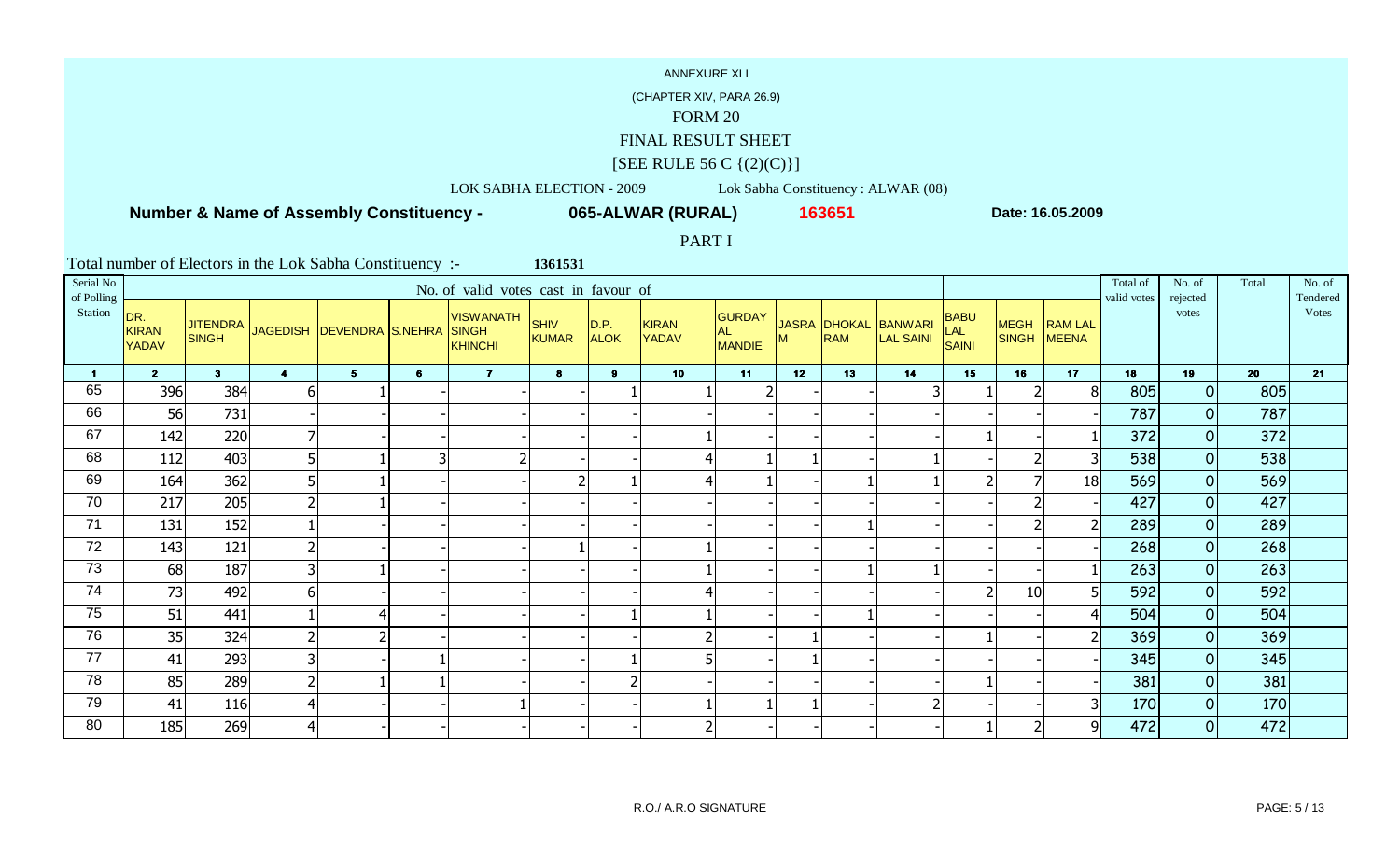ANNEXURE XLI

(CHAPTER XIV, PARA 26.9)

FORM 20

FINAL RESULT SHEET

[SEE RULE 56 C {(2)(C)}]

LOK SABHA ELECTION - 2009 Lok Sabha Constituency : ALWAR (08)

**Number & Name of Assembly Constituency - 065-ALWAR (RURAL) 163651 Date: 16.05.2009**

PART I

Total number of Electors in the Lok Sabha Constituency :- 1361531

| Serial No of Polling Station | No. of valid votes cast in favour of | | | | | | | | | | | | | | | | | Total of valid votes | No. of rejected votes | Total | No. of Tendered Votes |
|---|---|---|---|---|---|---|---|---|---|---|---|---|---|---|---|---|---|---|---|---|
| | DR. KIRAN YADAV | JITENDRA SINGH | JAGEDISH | DEVENDRA | S.NEHRA | VISWANATH SINGH KHINCHI | SHIV KUMAR | D.P. ALOK | KIRAN YADAV | GURDAYAL MANDIE | JASRAM | DHOKAL RAM | BANWARI LAL SAINI | BABU LAL SAINI | MEGH SINGH | RAM LAL MEENA | | | | |
| 1 | 2 | 3 | 4 | 5 | 6 | 7 | 8 | 9 | 10 | 11 | 12 | 13 | 14 | 15 | 16 | 17 | 18 | 19 | 20 | 21 |
| 65 | 396 | 384 | 6 | 1 | - | - | - | 1 | 1 | 2 | - | - | 3 | 1 | 2 | 8 | 805 | 0 | 805 | |
| 66 | 56 | 731 | - | - | - | - | - | - | - | - | - | - | - | - | - | - | 787 | 0 | 787 | |
| 67 | 142 | 220 | 7 | - | - | - | - | - | 1 | - | - | - | - | 1 | - | 1 | 372 | 0 | 372 | |
| 68 | 112 | 403 | 5 | 1 | 3 | 2 | - | - | 4 | 1 | 1 | - | 1 | - | 2 | 3 | 538 | 0 | 538 | |
| 69 | 164 | 362 | 5 | 1 | - | - | 2 | 1 | 4 | 1 | - | 1 | 1 | 2 | 7 | 18 | 569 | 0 | 569 | |
| 70 | 217 | 205 | 2 | 1 | - | - | - | - | - | - | - | - | - | - | 2 | - | 427 | 0 | 427 | |
| 71 | 131 | 152 | 1 | - | - | - | - | - | - | - | - | 1 | - | - | 2 | 2 | 289 | 0 | 289 | |
| 72 | 143 | 121 | 2 | - | - | - | 1 | - | 1 | - | - | - | - | - | - | - | 268 | 0 | 268 | |
| 73 | 68 | 187 | 3 | 1 | - | - | - | - | 1 | - | - | 1 | 1 | - | - | 1 | 263 | 0 | 263 | |
| 74 | 73 | 492 | 6 | - | - | - | - | - | 4 | - | - | - | - | 2 | 10 | 5 | 592 | 0 | 592 | |
| 75 | 51 | 441 | 1 | 4 | - | - | - | 1 | 1 | - | - | 1 | - | - | - | 4 | 504 | 0 | 504 | |
| 76 | 35 | 324 | 2 | 2 | - | - | - | - | 2 | - | 1 | - | - | 1 | - | 2 | 369 | 0 | 369 | |
| 77 | 41 | 293 | 3 | - | 1 | - | - | 1 | 5 | - | 1 | - | - | - | - | - | 345 | 0 | 345 | |
| 78 | 85 | 289 | 2 | 1 | 1 | - | - | 2 | - | - | - | - | - | 1 | - | - | 381 | 0 | 381 | |
| 79 | 41 | 116 | 4 | - | - | 1 | - | - | 1 | 1 | 1 | - | 2 | - | - | 3 | 170 | 0 | 170 | |
| 80 | 185 | 269 | 4 | - | - | - | - | - | 2 | - | - | - | - | 1 | 2 | 9 | 472 | 0 | 472 | |

R.O./ A.R.O SIGNATURE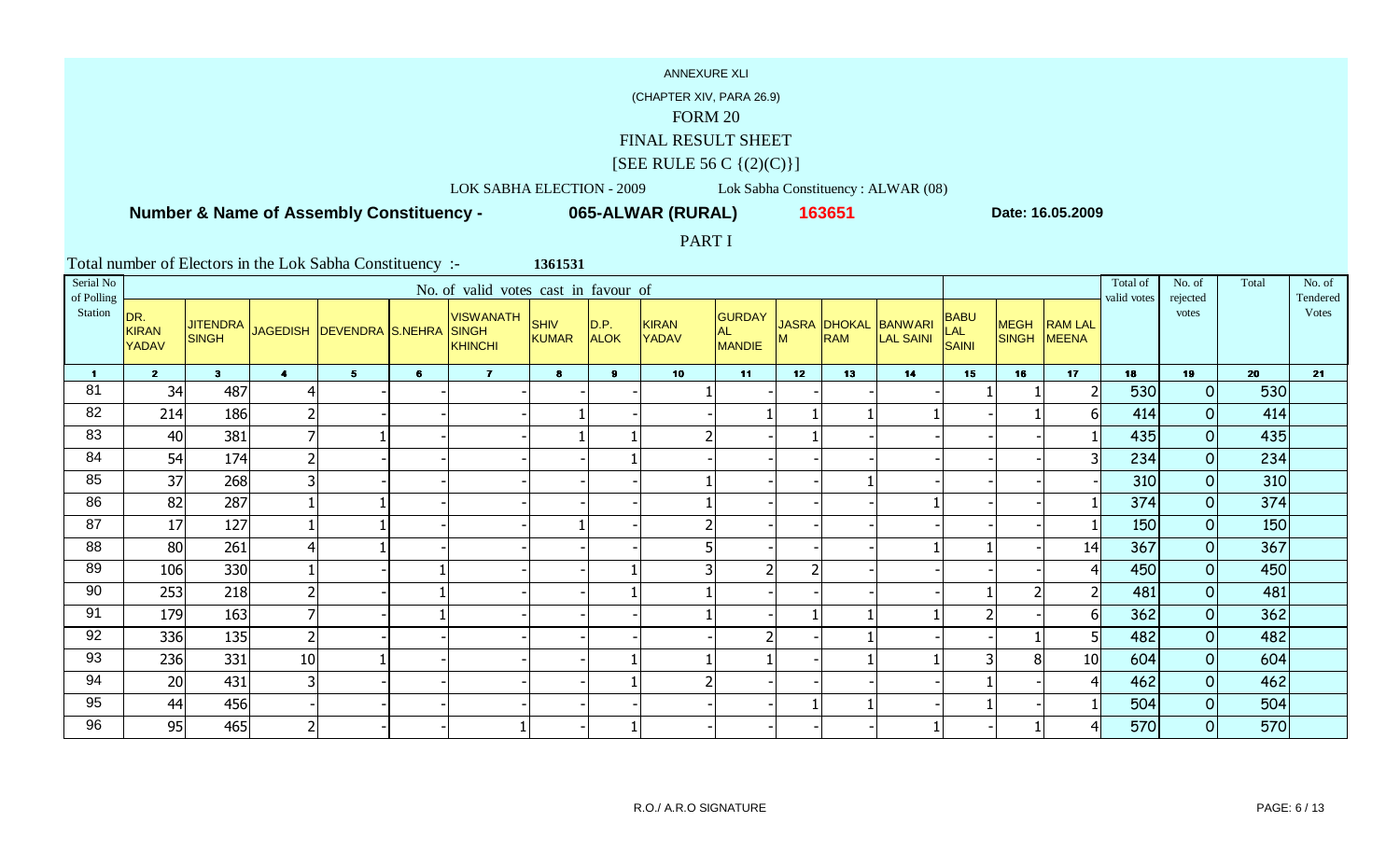ANNEXURE XLI

(CHAPTER XIV, PARA 26.9)

FORM 20

FINAL RESULT SHEET

[SEE RULE 56 C {(2)(C)}]

LOK SABHA ELECTION - 2009 Lok Sabha Constituency : ALWAR (08)

**Number & Name of Assembly Constituency - 065-ALWAR (RURAL) 163651 Date: 16.05.2009**

PART I

Total number of Electors in the Lok Sabha Constituency :- 1361531

| Serial No of Polling Station | No. of valid votes cast in favour of | | | | | | | | | | | | | | | | | Total of valid votes | No. of rejected votes | Total | No. of Tendered Votes |
|---|---|---|---|---|---|---|---|---|---|---|---|---|---|---|---|---|---|---|---|---|---|
| | DR. KIRAN YADAV | JITENDRA SINGH | JAGEDISH | DEVENDRA | S.NEHRA | VISWANATH SINGH KHINCHI | SHIV KUMAR | D.P. ALOK | KIRAN YADAV | GURDAYAL MANDIE | JASRAM | DHOKAL RAM | BANWARI LAL SAINI | BABU LAL SAINI | MEGH SINGH | RAM LAL MEENA | | | | |
| 1 | 2 | 3 | 4 | 5 | 6 | 7 | 8 | 9 | 10 | 11 | 12 | 13 | 14 | 15 | 16 | 17 | 18 | 19 | 20 | 21 |
| 81 | 34 | 487 | 4 | - | - | - | - | - | 1 | - | - | - | - | 1 | 1 | 2 | 530 | 0 | 530 | |
| 82 | 214 | 186 | 2 | - | - | - | 1 | - | - | 1 | 1 | 1 | 1 | - | 1 | 6 | 414 | 0 | 414 | |
| 83 | 40 | 381 | 7 | 1 | - | - | 1 | 1 | 2 | - | 1 | - | - | - | - | 1 | 435 | 0 | 435 | |
| 84 | 54 | 174 | 2 | - | - | - | - | 1 | - | - | - | - | - | - | - | 3 | 234 | 0 | 234 | |
| 85 | 37 | 268 | 3 | - | - | - | - | - | 1 | - | - | 1 | - | - | - | - | 310 | 0 | 310 | |
| 86 | 82 | 287 | 1 | 1 | - | - | - | - | 1 | - | - | - | 1 | - | - | 1 | 374 | 0 | 374 | |
| 87 | 17 | 127 | 1 | 1 | - | - | 1 | - | 2 | - | - | - | - | - | - | 1 | 150 | 0 | 150 | |
| 88 | 80 | 261 | 4 | 1 | - | - | - | - | 5 | - | - | - | 1 | 1 | - | 14 | 367 | 0 | 367 | |
| 89 | 106 | 330 | 1 | - | 1 | - | - | 1 | 3 | 2 | 2 | - | - | - | - | 4 | 450 | 0 | 450 | |
| 90 | 253 | 218 | 2 | - | 1 | - | - | 1 | 1 | - | - | - | - | 1 | 2 | 2 | 481 | 0 | 481 | |
| 91 | 179 | 163 | 7 | - | 1 | - | - | - | 1 | - | 1 | 1 | 1 | 2 | - | 6 | 362 | 0 | 362 | |
| 92 | 336 | 135 | 2 | - | - | - | - | - | - | 2 | - | 1 | - | - | 1 | 5 | 482 | 0 | 482 | |
| 93 | 236 | 331 | 10 | 1 | - | - | - | 1 | 1 | 1 | - | 1 | 1 | 3 | 8 | 10 | 604 | 0 | 604 | |
| 94 | 20 | 431 | 3 | - | - | - | - | 1 | 2 | - | - | - | - | 1 | - | 4 | 462 | 0 | 462 | |
| 95 | 44 | 456 | - | - | - | - | - | - | - | - | 1 | 1 | - | 1 | - | 1 | 504 | 0 | 504 | |
| 96 | 95 | 465 | 2 | - | - | 1 | - | 1 | - | - | - | - | 1 | - | 1 | 4 | 570 | 0 | 570 | |

R.O./ A.R.O SIGNATURE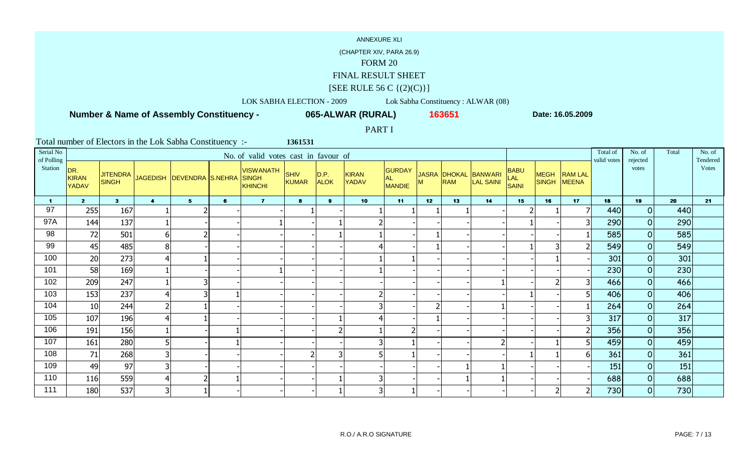ANNEXURE XLI

(CHAPTER XIV, PARA 26.9)

FORM 20

FINAL RESULT SHEET

[SEE RULE 56 C {(2)(C)}]

LOK SABHA ELECTION - 2009 Lok Sabha Constituency : ALWAR (08)

**Number & Name of Assembly Constituency - 065-ALWAR (RURAL) 163651 Date: 16.05.2009**

PART I

Total number of Electors in the Lok Sabha Constituency :- 1361531

| Serial No of Polling Station | No. of valid votes cast in favour of | | | | | | | | | | | | | | | | | Total of valid votes | No. of rejected votes | Total | No. of Tendered Votes |
|---|---|---|---|---|---|---|---|---|---|---|---|---|---|---|---|---|---|---|---|---|---|
| | DR. KIRAN YADAV | JITENDRA SINGH | JAGEDISH | DEVENDRA | S.NEHRA | VISWANATH SINGH KHINCHI | SHIV KUMAR | D.P. ALOK | KIRAN YADAV | GURDAY AL MANDIE | JASRA M | DHOKAL RAM | BANWARI LAL SAINI | BABU LAL SAINI | MEGH SINGH | RAM LAL MEENA | | | | |
| 1 | 2 | 3 | 4 | 5 | 6 | 7 | 8 | 9 | 10 | 11 | 12 | 13 | 14 | 15 | 16 | 17 | 18 | 19 | 20 | 21 |
| 97 | 255 | 167 | 1 | 2 | - | - | 1 | - | 1 | 1 | 1 | 1 | - | 2 | 1 | 7 | 440 | 0 | 440 | |
| 97A | 144 | 137 | 1 | - | - | 1 | - | 1 | 2 | - | - | - | - | 1 | - | 3 | 290 | 0 | 290 | |
| 98 | 72 | 501 | 6 | 2 | - | - | - | 1 | 1 | - | 1 | - | - | - | - | 1 | 585 | 0 | 585 | |
| 99 | 45 | 485 | 8 | - | - | - | - | - | 4 | - | 1 | - | - | 1 | 3 | 2 | 549 | 0 | 549 | |
| 100 | 20 | 273 | 4 | 1 | - | - | - | - | 1 | 1 | - | - | - | - | 1 | - | 301 | 0 | 301 | |
| 101 | 58 | 169 | 1 | - | - | 1 | - | - | 1 | - | - | - | - | - | - | - | 230 | 0 | 230 | |
| 102 | 209 | 247 | 1 | 3 | - | - | - | - | - | - | - | - | 1 | - | 2 | 3 | 466 | 0 | 466 | |
| 103 | 153 | 237 | 4 | 3 | 1 | - | - | - | 2 | - | - | - | - | 1 | - | 5 | 406 | 0 | 406 | |
| 104 | 10 | 244 | 2 | 1 | - | - | - | - | 3 | - | 2 | - | 1 | - | - | 1 | 264 | 0 | 264 | |
| 105 | 107 | 196 | 4 | 1 | - | - | - | 1 | 4 | - | 1 | - | - | - | - | 3 | 317 | 0 | 317 | |
| 106 | 191 | 156 | 1 | - | 1 | - | - | 2 | 1 | 2 | - | - | - | - | - | 2 | 356 | 0 | 356 | |
| 107 | 161 | 280 | 5 | - | 1 | - | - | - | 3 | 1 | - | - | 2 | - | 1 | 5 | 459 | 0 | 459 | |
| 108 | 71 | 268 | 3 | - | - | - | 2 | 3 | 5 | 1 | - | - | - | 1 | 1 | 6 | 361 | 0 | 361 | |
| 109 | 49 | 97 | 3 | - | - | - | - | - | - | - | - | 1 | 1 | - | - | - | 151 | 0 | 151 | |
| 110 | 116 | 559 | 4 | 2 | 1 | - | - | 1 | 3 | - | - | 1 | 1 | - | - | - | 688 | 0 | 688 | |
| 111 | 180 | 537 | 3 | 1 | - | - | - | 1 | 3 | 1 | - | - | - | - | 2 | 2 | 730 | 0 | 730 | |

R.O./ A.R.O SIGNATURE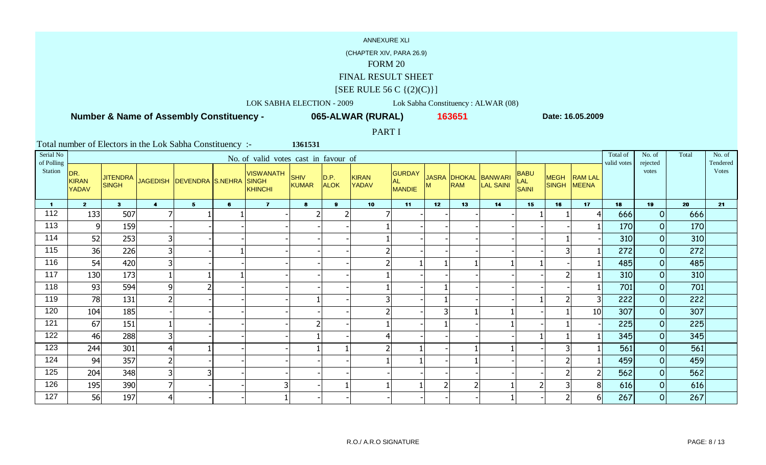ANNEXURE XLI

(CHAPTER XIV, PARA 26.9)

FORM 20

FINAL RESULT SHEET

[SEE RULE 56 C {(2)(C)}]

LOK SABHA ELECTION - 2009 Lok Sabha Constituency : ALWAR (08)

**Number & Name of Assembly Constituency - 065-ALWAR (RURAL) 163651 Date: 16.05.2009**

PART I

Total number of Electors in the Lok Sabha Constituency :- 1361531

| Serial No of Polling Station | No. of valid votes cast in favour of | | | | | | | | | | | | | | | | | Total of valid votes | No. of rejected votes | Total | No. of Tendered Votes |
|---|---|---|---|---|---|---|---|---|---|---|---|---|---|---|---|---|---|---|---|---|
| | DR. KIRAN YADAV | JITENDRA SINGH | JAGEDISH | DEVENDRA | S.NEHRA | VISWANATH SINGH KHINCHI | SHIV KUMAR | D.P. ALOK | KIRAN YADAV | GURDAYAL MANDIE | JASRAM | DHOKAL RAM | BANWARI LAL SAINI | BABU LAL SAINI | MEGH SINGH | RAM LAL MEENA | | | | |
| 1 | 2 | 3 | 4 | 5 | 6 | 7 | 8 | 9 | 10 | 11 | 12 | 13 | 14 | 15 | 16 | 17 | 18 | 19 | 20 | 21 |
| 112 | 133 | 507 | 7 | 1 | 1 | - | 2 | 2 | 7 | - | - | - | - | 1 | 1 | 4 | 666 | 0 | 666 | |
| 113 | 9 | 159 | - | - | - | - | - | - | 1 | - | - | - | - | - | - | 1 | 170 | 0 | 170 | |
| 114 | 52 | 253 | 3 | - | - | - | - | - | 1 | - | - | - | - | - | 1 | - | 310 | 0 | 310 | |
| 115 | 36 | 226 | 3 | - | 1 | - | - | - | 2 | - | - | - | - | - | 3 | 1 | 272 | 0 | 272 | |
| 116 | 54 | 420 | 3 | - | - | - | - | - | 2 | 1 | 1 | 1 | 1 | 1 | - | 1 | 485 | 0 | 485 | |
| 117 | 130 | 173 | 1 | 1 | 1 | - | - | - | 1 | - | - | - | - | - | 2 | 1 | 310 | 0 | 310 | |
| 118 | 93 | 594 | 9 | 2 | - | - | - | - | 1 | - | 1 | - | - | - | - | 1 | 701 | 0 | 701 | |
| 119 | 78 | 131 | 2 | - | - | - | 1 | - | 3 | - | 1 | - | - | 1 | 2 | 3 | 222 | 0 | 222 | |
| 120 | 104 | 185 | - | - | - | - | - | - | 2 | - | 3 | 1 | 1 | - | 1 | 10 | 307 | 0 | 307 | |
| 121 | 67 | 151 | 1 | - | - | - | 2 | - | 1 | - | 1 | - | 1 | - | 1 | - | 225 | 0 | 225 | |
| 122 | 46 | 288 | 3 | - | - | - | 1 | - | 4 | - | - | - | - | 1 | 1 | 1 | 345 | 0 | 345 | |
| 123 | 244 | 301 | 4 | 1 | - | - | 1 | 1 | 2 | 1 | - | 1 | 1 | - | 3 | 1 | 561 | 0 | 561 | |
| 124 | 94 | 357 | 2 | - | - | - | - | - | 1 | 1 | - | 1 | - | - | 2 | 1 | 459 | 0 | 459 | |
| 125 | 204 | 348 | 3 | 3 | - | - | - | - | - | - | - | - | - | - | 2 | 2 | 562 | 0 | 562 | |
| 126 | 195 | 390 | 7 | - | - | 3 | - | 1 | 1 | 1 | 2 | 2 | 1 | 2 | 3 | 8 | 616 | 0 | 616 | |
| 127 | 56 | 197 | 4 | - | - | 1 | - | - | - | - | - | - | 1 | - | 2 | 6 | 267 | 0 | 267 | |

R.O./ A.R.O SIGNATURE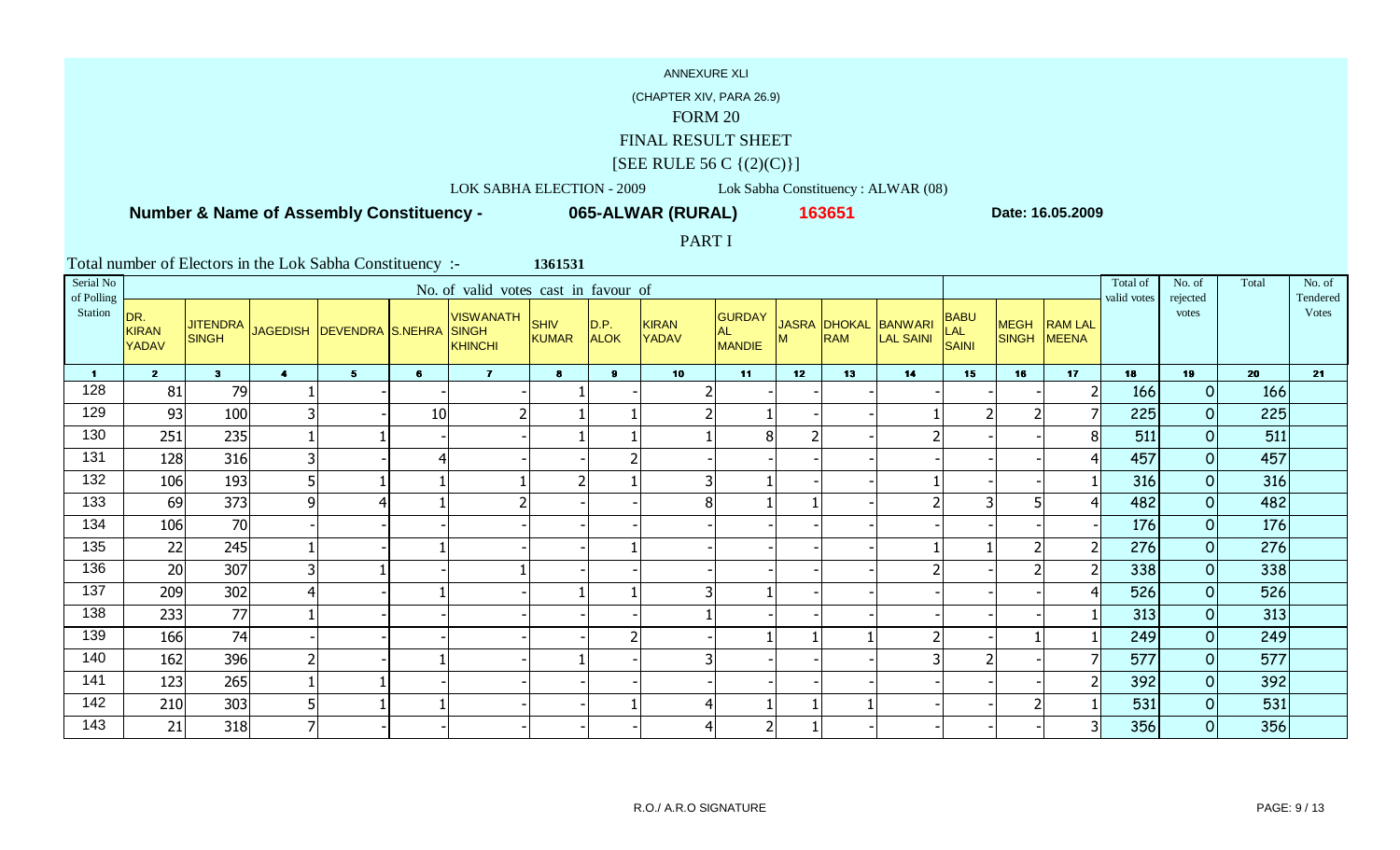ANNEXURE XLI

(CHAPTER XIV, PARA 26.9)

FORM 20

FINAL RESULT SHEET

[SEE RULE 56 C {(2)(C)}]

LOK SABHA ELECTION - 2009 Lok Sabha Constituency : ALWAR (08)

**Number & Name of Assembly Constituency - 065-ALWAR (RURAL) 163651 Date: 16.05.2009**

PART I

Total number of Electors in the Lok Sabha Constituency :- 1361531

| Serial No of Polling Station | No. of valid votes cast in favour of | | | | | | | | | | | | | | | | Total of valid votes | No. of rejected votes | Total | No. of Tendered Votes |
|---|---|---|---|---|---|---|---|---|---|---|---|---|---|---|---|---|---|---|---|---|
| | DR. KIRAN YADAV | JITENDRA SINGH | JAGEDISH | DEVENDRA | S.NEHRA | VISWANATH SINGH KHINCHI | SHIV KUMAR | D.P. ALOK | KIRAN YADAV | GURDAYAL MANDIE | JASRAM | DHOKAL RAM | BANWARI LAL SAINI | BABU LAL SAINI | MEGH SINGH | RAM LAL MEENA | | | | |
| 1 | 2 | 3 | 4 | 5 | 6 | 7 | 8 | 9 | 10 | 11 | 12 | 13 | 14 | 15 | 16 | 17 | 18 | 19 | 20 | 21 |
| 128 | 81 | 79 | 1 | - | - | - | 1 | - | 2 | - | - | - | - | - | - | 2 | 166 | 0 | 166 | |
| 129 | 93 | 100 | 3 | - | 10 | 2 | 1 | 1 | 2 | 1 | - | - | 1 | 2 | 2 | 7 | 225 | 0 | 225 | |
| 130 | 251 | 235 | 1 | 1 | - | - | 1 | 1 | 1 | 8 | 2 | - | 2 | - | - | 8 | 511 | 0 | 511 | |
| 131 | 128 | 316 | 3 | - | 4 | - | - | 2 | - | - | - | - | - | - | - | 4 | 457 | 0 | 457 | |
| 132 | 106 | 193 | 5 | 1 | 1 | 1 | 2 | 1 | 3 | 1 | - | - | 1 | - | - | 1 | 316 | 0 | 316 | |
| 133 | 69 | 373 | 9 | 4 | 1 | 2 | - | - | 8 | 1 | 1 | - | 2 | 3 | 5 | 4 | 482 | 0 | 482 | |
| 134 | 106 | 70 | - | - | - | - | - | - | - | - | - | - | - | - | - | - | 176 | 0 | 176 | |
| 135 | 22 | 245 | 1 | - | 1 | - | - | 1 | - | - | - | - | 1 | 1 | 2 | 2 | 276 | 0 | 276 | |
| 136 | 20 | 307 | 3 | 1 | - | 1 | - | - | - | - | - | - | 2 | - | 2 | 2 | 338 | 0 | 338 | |
| 137 | 209 | 302 | 4 | - | 1 | - | 1 | 1 | 3 | 1 | - | - | - | - | - | 4 | 526 | 0 | 526 | |
| 138 | 233 | 77 | 1 | - | - | - | - | - | 1 | - | - | - | - | - | - | 1 | 313 | 0 | 313 | |
| 139 | 166 | 74 | - | - | - | - | - | 2 | - | 1 | 1 | 1 | 2 | - | 1 | 1 | 249 | 0 | 249 | |
| 140 | 162 | 396 | 2 | - | 1 | - | 1 | - | 3 | - | - | - | 3 | 2 | - | 7 | 577 | 0 | 577 | |
| 141 | 123 | 265 | 1 | 1 | - | - | - | - | - | - | - | - | - | - | - | 2 | 392 | 0 | 392 | |
| 142 | 210 | 303 | 5 | 1 | 1 | - | - | 1 | 4 | 1 | 1 | 1 | - | - | 2 | 1 | 531 | 0 | 531 | |
| 143 | 21 | 318 | 7 | - | - | - | - | - | 4 | 2 | 1 | - | - | - | - | 3 | 356 | 0 | 356 | |

R.O./ A.R.O SIGNATURE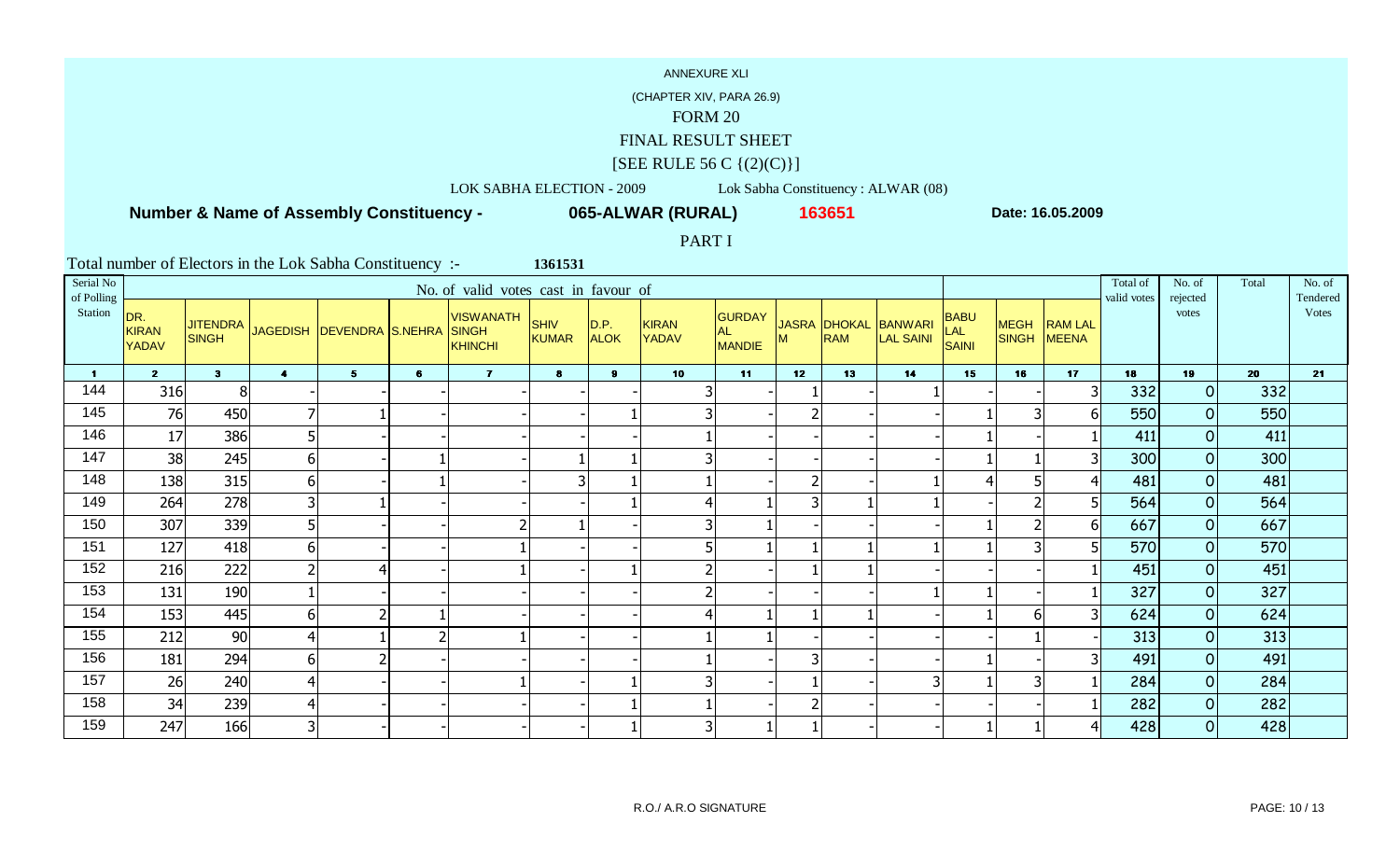ANNEXURE XLI

(CHAPTER XIV, PARA 26.9)

FORM 20

FINAL RESULT SHEET

[SEE RULE 56 C {(2)(C)}]

LOK SABHA ELECTION - 2009 Lok Sabha Constituency : ALWAR (08)

**Number & Name of Assembly Constituency - 065-ALWAR (RURAL) 163651 Date: 16.05.2009**

PART I

Total number of Electors in the Lok Sabha Constituency :- 1361531

| Serial No of Polling Station | No. of valid votes cast in favour of | | | | | | | | | | | | | | | | Total of valid votes | No. of rejected votes | Total | No. of Tendered Votes |
|---|---|---|---|---|---|---|---|---|---|---|---|---|---|---|---|---|---|---|---|---|
| | DR. KIRAN YADAV | JITENDRA SINGH | JAGEDISH | DEVENDRA | S.NEHRA | VISWANATH SINGH KHINCHI | SHIV KUMAR | D.P. ALOK | KIRAN YADAV | GURDAY AL MANDIE | JASRA M | DHOKAL RAM | BANWARI LAL SAINI | BABU LAL SAINI | MEGH SINGH | RAM LAL MEENA | | | | |
| 1 | 2 | 3 | 4 | 5 | 6 | 7 | 8 | 9 | 10 | 11 | 12 | 13 | 14 | 15 | 16 | 17 | 18 | 19 | 20 | 21 |
| 144 | 316 | 8 | - | - | - | - | - | - | 3 | - | 1 | - | 1 | - | - | 3 | 332 | 0 | 332 | |
| 145 | 76 | 450 | 7 | 1 | - | - | - | 1 | 3 | - | 2 | - | - | 1 | 3 | 6 | 550 | 0 | 550 | |
| 146 | 17 | 386 | 5 | - | - | - | - | - | 1 | - | - | - | - | 1 | - | 1 | 411 | 0 | 411 | |
| 147 | 38 | 245 | 6 | - | 1 | - | 1 | 1 | 3 | - | - | - | - | 1 | 1 | 3 | 300 | 0 | 300 | |
| 148 | 138 | 315 | 6 | - | 1 | - | 3 | 1 | 1 | - | 2 | - | 1 | 4 | 5 | 4 | 481 | 0 | 481 | |
| 149 | 264 | 278 | 3 | 1 | - | - | - | 1 | 4 | 1 | 3 | 1 | 1 | - | 2 | 5 | 564 | 0 | 564 | |
| 150 | 307 | 339 | 5 | - | - | 2 | 1 | - | 3 | 1 | - | - | - | 1 | 2 | 6 | 667 | 0 | 667 | |
| 151 | 127 | 418 | 6 | - | - | 1 | - | - | 5 | 1 | 1 | 1 | 1 | 1 | 3 | 5 | 570 | 0 | 570 | |
| 152 | 216 | 222 | 2 | 4 | - | 1 | - | 1 | 2 | - | 1 | 1 | - | - | - | 1 | 451 | 0 | 451 | |
| 153 | 131 | 190 | 1 | - | - | - | - | - | 2 | - | - | - | 1 | 1 | - | 1 | 327 | 0 | 327 | |
| 154 | 153 | 445 | 6 | 2 | 1 | - | - | - | 4 | 1 | 1 | 1 | - | 1 | 6 | 3 | 624 | 0 | 624 | |
| 155 | 212 | 90 | 4 | 1 | 2 | 1 | - | - | 1 | 1 | - | - | - | - | 1 | - | 313 | 0 | 313 | |
| 156 | 181 | 294 | 6 | 2 | - | - | - | - | 1 | - | 3 | - | - | 1 | - | 3 | 491 | 0 | 491 | |
| 157 | 26 | 240 | 4 | - | - | 1 | - | 1 | 3 | - | 1 | - | 3 | 1 | 3 | 1 | 284 | 0 | 284 | |
| 158 | 34 | 239 | 4 | - | - | - | - | 1 | 1 | - | 2 | - | - | - | - | 1 | 282 | 0 | 282 | |
| 159 | 247 | 166 | 3 | - | - | - | - | 1 | 3 | 1 | 1 | - | - | 1 | 1 | 4 | 428 | 0 | 428 | |

R.O./ A.R.O SIGNATURE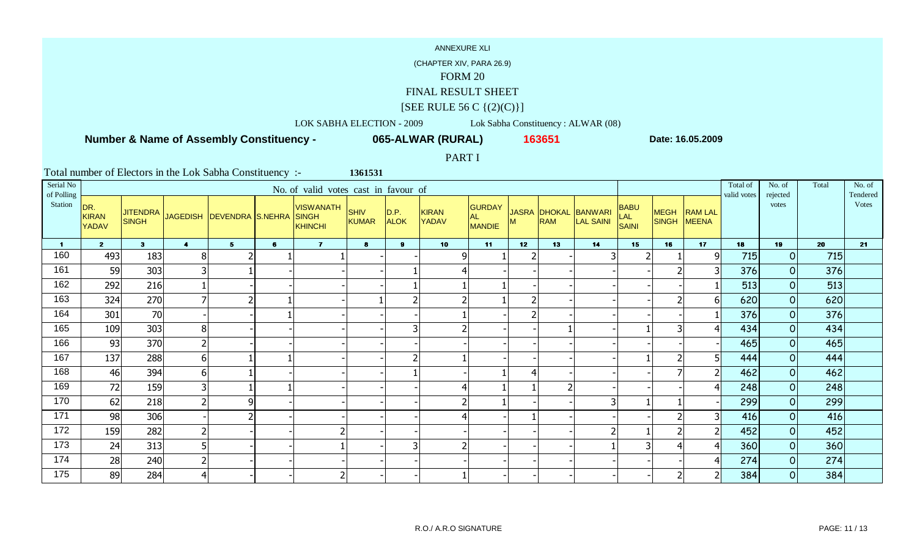ANNEXURE XLI

(CHAPTER XIV, PARA 26.9)

FORM 20

FINAL RESULT SHEET

[SEE RULE 56 C {(2)(C)}]

LOK SABHA ELECTION - 2009 Lok Sabha Constituency : ALWAR (08)

**Number & Name of Assembly Constituency - 065-ALWAR (RURAL) 163651 Date: 16.05.2009**

PART I

Total number of Electors in the Lok Sabha Constituency :- 1361531

| Serial No of Polling Station | No. of valid votes cast in favour of | | | | | | | | | | | | | | | | Total of valid votes | No. of rejected votes | Total | No. of Tendered Votes |
|---|---|---|---|---|---|---|---|---|---|---|---|---|---|---|---|---|---|---|---|---|
| | DR. KIRAN YADAV | JITENDRA SINGH | JAGEDISH | DEVENDRA | S.NEHRA | VISWANATH SINGH KHINCHI | SHIV KUMAR | D.P. ALOK | KIRAN YADAV | GURDAYAL MANDIE | JASRAM | DHOKAL RAM | BANWARI LAL SAINI | BABU LAL SAINI | MEGH SINGH | RAM LAL MEENA | | | | |
| 1 | 2 | 3 | 4 | 5 | 6 | 7 | 8 | 9 | 10 | 11 | 12 | 13 | 14 | 15 | 16 | 17 | 18 | 19 | 20 | 21 |
| 160 | 493 | 183 | 8 | 2 | 1 | 1 | - | - | 9 | 1 | 2 | - | 3 | 2 | 1 | 9 | 715 | 0 | 715 | |
| 161 | 59 | 303 | 3 | 1 | - | - | - | 1 | 4 | - | - | - | - | - | 2 | 3 | 376 | 0 | 376 | |
| 162 | 292 | 216 | 1 | - | - | - | - | 1 | 1 | 1 | - | - | - | - | - | 1 | 513 | 0 | 513 | |
| 163 | 324 | 270 | 7 | 2 | 1 | - | 1 | 2 | 2 | 1 | 2 | - | - | - | 2 | 6 | 620 | 0 | 620 | |
| 164 | 301 | 70 | - | - | 1 | - | - | - | 1 | - | 2 | - | - | - | - | 1 | 376 | 0 | 376 | |
| 165 | 109 | 303 | 8 | - | - | - | - | 3 | 2 | - | - | 1 | - | 1 | 3 | 4 | 434 | 0 | 434 | |
| 166 | 93 | 370 | 2 | - | - | - | - | - | - | - | - | - | - | - | - | - | 465 | 0 | 465 | |
| 167 | 137 | 288 | 6 | 1 | 1 | - | - | 2 | 1 | - | - | - | - | 1 | 2 | 5 | 444 | 0 | 444 | |
| 168 | 46 | 394 | 6 | 1 | - | - | - | 1 | - | 1 | 4 | - | - | - | 7 | 2 | 462 | 0 | 462 | |
| 169 | 72 | 159 | 3 | 1 | 1 | - | - | - | 4 | 1 | 1 | 2 | - | - | - | 4 | 248 | 0 | 248 | |
| 170 | 62 | 218 | 2 | 9 | - | - | - | - | 2 | 1 | - | - | 3 | 1 | 1 | - | 299 | 0 | 299 | |
| 171 | 98 | 306 | - | 2 | - | - | - | - | 4 | - | 1 | - | - | - | 2 | 3 | 416 | 0 | 416 | |
| 172 | 159 | 282 | 2 | - | - | 2 | - | - | - | - | - | - | 2 | 1 | 2 | 2 | 452 | 0 | 452 | |
| 173 | 24 | 313 | 5 | - | - | 1 | - | 3 | 2 | - | - | - | 1 | 3 | 4 | 4 | 360 | 0 | 360 | |
| 174 | 28 | 240 | 2 | - | - | - | - | - | - | - | - | - | - | - | - | 4 | 274 | 0 | 274 | |
| 175 | 89 | 284 | 4 | - | - | 2 | - | - | 1 | - | - | - | - | - | 2 | 2 | 384 | 0 | 384 | |

R.O./ A.R.O SIGNATURE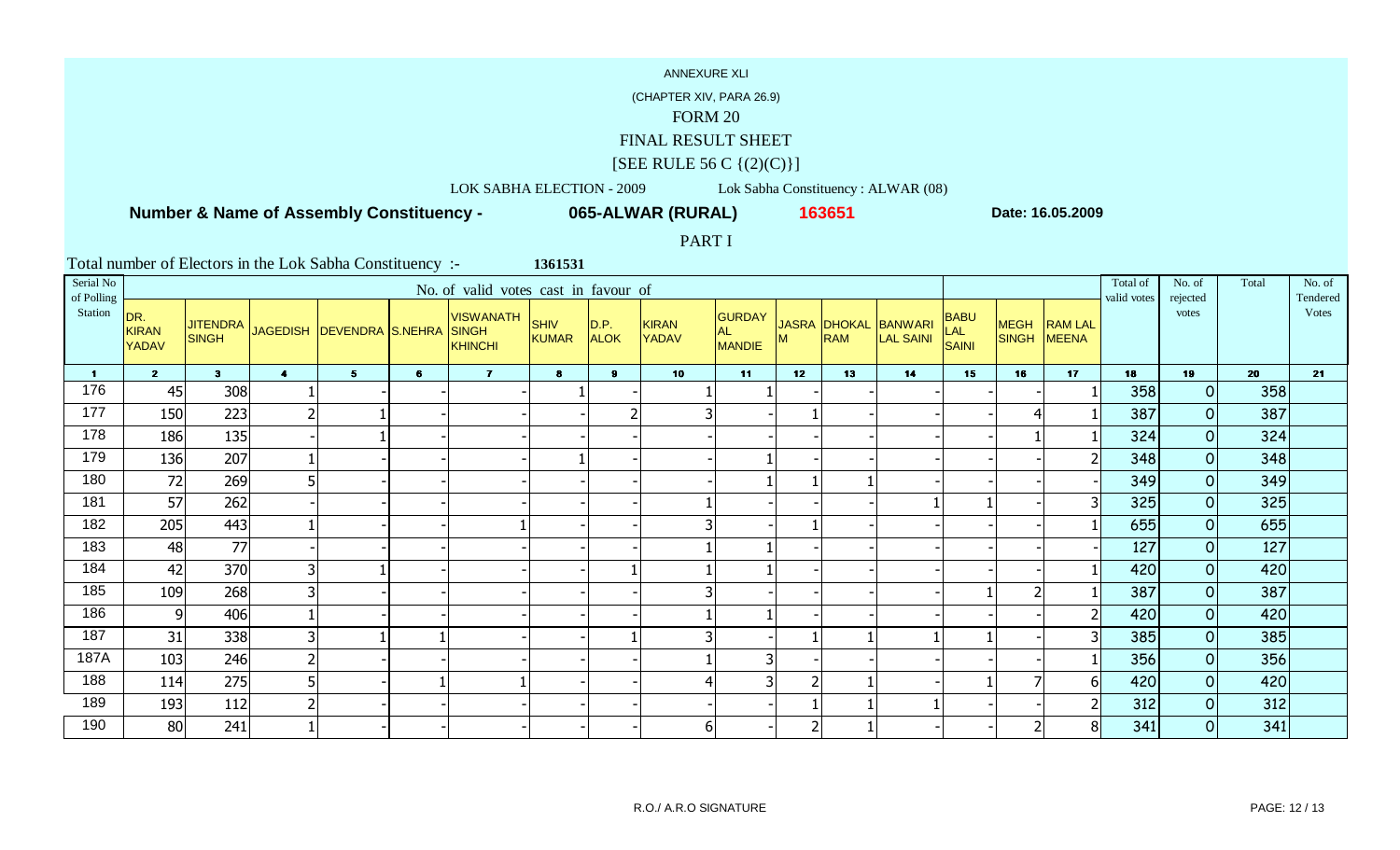ANNEXURE XLI

(CHAPTER XIV, PARA 26.9)

FORM 20

FINAL RESULT SHEET

[SEE RULE 56 C {(2)(C)}]

LOK SABHA ELECTION - 2009 Lok Sabha Constituency : ALWAR (08)

**Number & Name of Assembly Constituency - 065-ALWAR (RURAL) 163651 Date: 16.05.2009**

PART I

Total number of Electors in the Lok Sabha Constituency :- 1361531

| Serial No of Polling Station | No. of valid votes cast in favour of | | | | | | | | | | | | | | | | Total of valid votes | No. of rejected votes | Total | No. of Tendered Votes |
|---|---|---|---|---|---|---|---|---|---|---|---|---|---|---|---|---|---|---|---|---|
| | DR. KIRAN YADAV | JITENDRA SINGH | JAGEDISH | DEVENDRA | S.NEHRA | VISWANATH SINGH KHINCHI | SHIV KUMAR | D.P. ALOK | KIRAN YADAV | GURDAYAL MANDIE | JASRAM | DHOKAL RAM | BANWARI LAL SAINI | BABU LAL SAINI | MEGH SINGH | RAM LAL MEENA | | | | |
| 1 | 2 | 3 | 4 | 5 | 6 | 7 | 8 | 9 | 10 | 11 | 12 | 13 | 14 | 15 | 16 | 17 | 18 | 19 | 20 | 21 |
| 176 | 45 | 308 | 1 | - | - | - | 1 | - | 1 | 1 | - | - | - | - | - | 1 | 358 | 0 | 358 | |
| 177 | 150 | 223 | 2 | 1 | - | - | - | 2 | 3 | - | 1 | - | - | - | 4 | 1 | 387 | 0 | 387 | |
| 178 | 186 | 135 | - | 1 | - | - | - | - | - | - | - | - | - | - | 1 | 1 | 324 | 0 | 324 | |
| 179 | 136 | 207 | 1 | - | - | - | 1 | - | - | 1 | - | - | - | - | - | 2 | 348 | 0 | 348 | |
| 180 | 72 | 269 | 5 | - | - | - | - | - | - | 1 | 1 | 1 | - | - | - | - | 349 | 0 | 349 | |
| 181 | 57 | 262 | - | - | - | - | - | - | 1 | - | - | - | 1 | 1 | - | 3 | 325 | 0 | 325 | |
| 182 | 205 | 443 | 1 | - | - | 1 | - | - | 3 | - | 1 | - | - | - | - | 1 | 655 | 0 | 655 | |
| 183 | 48 | 77 | - | - | - | - | - | - | 1 | 1 | - | - | - | - | - | - | 127 | 0 | 127 | |
| 184 | 42 | 370 | 3 | 1 | - | - | - | 1 | 1 | 1 | - | - | - | - | - | 1 | 420 | 0 | 420 | |
| 185 | 109 | 268 | 3 | - | - | - | - | - | 3 | - | - | - | - | 1 | 2 | 1 | 387 | 0 | 387 | |
| 186 | 9 | 406 | 1 | - | - | - | - | - | 1 | 1 | - | - | - | - | - | 2 | 420 | 0 | 420 | |
| 187 | 31 | 338 | 3 | 1 | 1 | - | - | 1 | 3 | - | 1 | 1 | 1 | 1 | - | 3 | 385 | 0 | 385 | |
| 187A | 103 | 246 | 2 | - | - | - | - | - | 1 | 3 | - | - | - | - | - | 1 | 356 | 0 | 356 | |
| 188 | 114 | 275 | 5 | - | 1 | 1 | - | - | 4 | 3 | 2 | 1 | - | 1 | 7 | 6 | 420 | 0 | 420 | |
| 189 | 193 | 112 | 2 | - | - | - | - | - | - | - | 1 | 1 | 1 | - | - | 2 | 312 | 0 | 312 | |
| 190 | 80 | 241 | 1 | - | - | - | - | - | 6 | - | 2 | 1 | - | - | 2 | 8 | 341 | 0 | 341 | |

R.O./ A.R.O SIGNATURE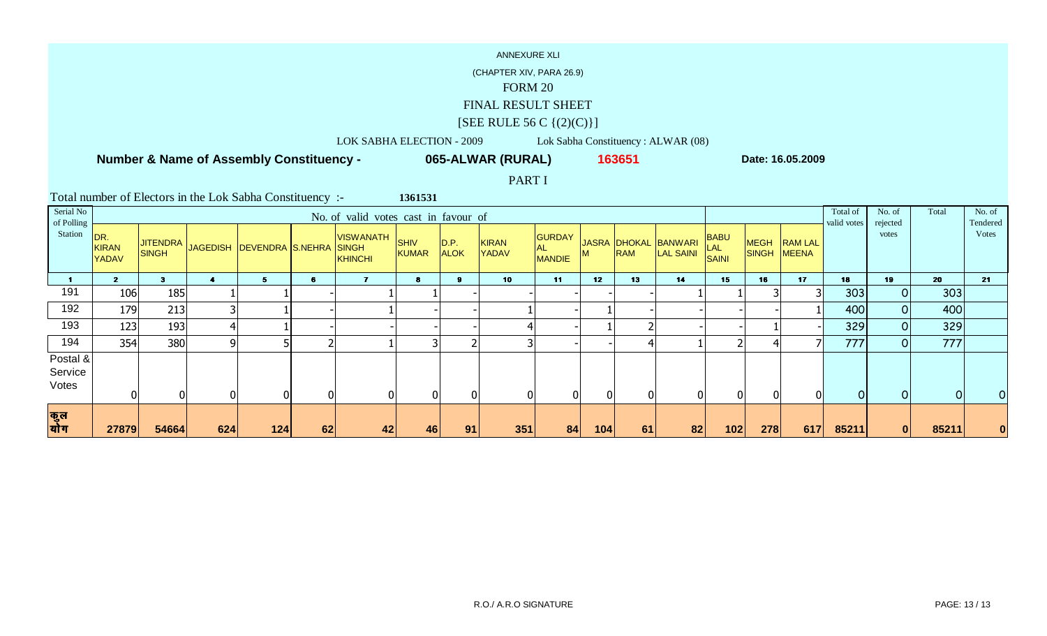ANNEXURE XLI

(CHAPTER XIV, PARA 26.9)

FORM 20

FINAL RESULT SHEET

[SEE RULE 56 C {(2)(C)}]

LOK SABHA ELECTION - 2009 Lok Sabha Constituency : ALWAR (08)

**Number & Name of Assembly Constituency - 065-ALWAR (RURAL) 163651 Date: 16.05.2009**

PART I

Total number of Electors in the Lok Sabha Constituency :- 1361531

| Serial No of Polling Station | No. of valid votes cast in favour of | | | | | | | | | | | | | | | | Total of valid votes | No. of rejected votes | Total | No. of Tendered Votes |
|---|---|---|---|---|---|---|---|---|---|---|---|---|---|---|---|---|---|---|---|---|
| | DR. KIRAN YADAV | JITENDRA SINGH | JAGEDISH | DEVENDRA | S.NEHRA | VISWANATH SINGH KHINCHI | SHIV KUMAR | D.P. ALOK | KIRAN YADAV | GURDAYAL MANDIE | JASRAM | DHOKAL RAM | BANWARI LAL SAINI | BABU LAL SAINI | MEGH SINGH | RAM LAL MEENA | | | | |
| 1 | 2 | 3 | 4 | 5 | 6 | 7 | 8 | 9 | 10 | 11 | 12 | 13 | 14 | 15 | 16 | 17 | 18 | 19 | 20 | 21 |
| 191 | 106 | 185 | 1 | 1 | - | 1 | 1 | - | - | - | - | - | 1 | 1 | 3 | 3 | 303 | 0 | 303 | |
| 192 | 179 | 213 | 3 | 1 | - | 1 | - | - | 1 | - | 1 | - | - | - | - | 1 | 400 | 0 | 400 | |
| 193 | 123 | 193 | 4 | 1 | - | - | - | - | 4 | - | 1 | 2 | - | - | 1 | - | 329 | 0 | 329 | |
| 194 | 354 | 380 | 9 | 5 | 2 | 1 | 3 | 2 | 3 | - | - | 4 | 1 | 2 | 4 | 7 | 777 | 0 | 777 | |
| Postal & Service Votes | 0 | 0 | 0 | 0 | 0 | 0 | 0 | 0 | 0 | 0 | 0 | 0 | 0 | 0 | 0 | 0 | 0 | 0 | 0 | 0 |
| कुल योग | 27879 | 54664 | 624 | 124 | 62 | 42 | 46 | 91 | 351 | 84 | 104 | 61 | 82 | 102 | 278 | 617 | 85211 | 0 | 85211 | 0 |

R.O./ A.R.O SIGNATURE